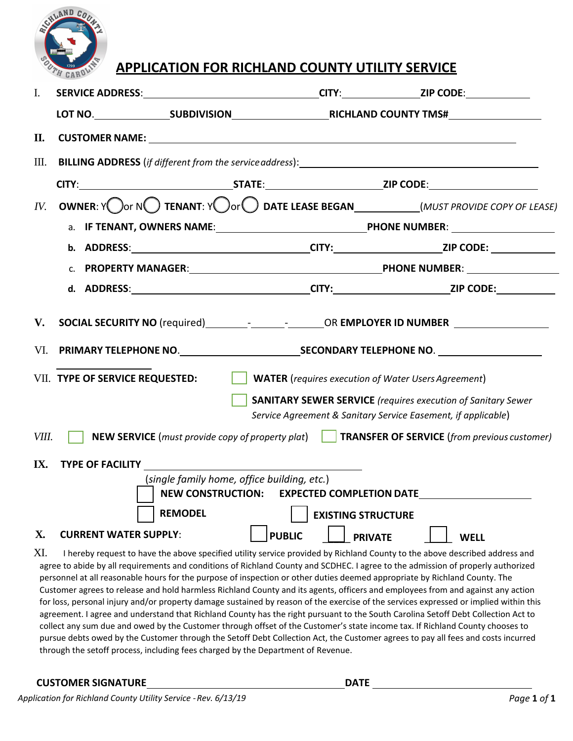# APPLICATION FOR RICHLAND COUNTY UTILITY SERVICE

I. **SERVICE ADDRESS**: ______________________ **CITY**: ____________ **ZIP CODE**: ____________

**LOT NO.** ____________ **SUBDIVISION** ________________ **RICHLAND COUNTY TMS#** ________________

II. **CUSTOMER NAME:** ________________________________________________

III. **BILLING ADDRESS** (*if different from the service address*): ________________________________

**CITY**: ______________________ **STATE**: ________________ **ZIP CODE**: ________________

*IV.* **OWNER**: Y ◯ or N ◯ **TENANT**: Y ◯ or ◯ **DATE LEASE BEGAN** __________ (*MUST PROVIDE COPY OF LEASE*)

a. **IF TENANT, OWNERS NAME**: ______________________ **PHONE NUMBER**: ______________

b. **ADDRESS**: ______________________ **CITY:** ______________ **ZIP CODE:** __________

c. **PROPERTY MANAGER**: ______________________ **PHONE NUMBER**: ______________

d. **ADDRESS**: ______________________ **CITY:** ______________ **ZIP CODE:** __________

V. **SOCIAL SECURITY NO** (required) ______-______-______ OR **EMPLOYER ID NUMBER** ______________

VI. **PRIMARY TELEPHONE NO.** ________________ **SECONDARY TELEPHONE NO.** ________________

VII. **TYPE OF SERVICE REQUESTED:**

☐ **WATER** (*requires execution of Water Users Agreement*)

☐ **SANITARY SEWER SERVICE** (*requires execution of Sanitary Sewer Service Agreement & Sanitary Service Easement, if applicable*)

*VIII.* ☐ **NEW SERVICE** (*must provide copy of property plat*) ☐ **TRANSFER OF SERVICE** (*from previous customer*)

IX. **TYPE OF FACILITY** ______________________________

(*single family home, office building, etc.*)

☐ **NEW CONSTRUCTION: EXPECTED COMPLETION DATE** ________________

☐ **REMODEL** ☐ **EXISTING STRUCTURE**

X. **CURRENT WATER SUPPLY**: ☐ **PUBLIC** ☐ **PRIVATE** ☐ **WELL**

XI. I hereby request to have the above specified utility service provided by Richland County to the above described address and agree to abide by all requirements and conditions of Richland County and SCDHEC. I agree to the admission of properly authorized personnel at all reasonable hours for the purpose of inspection or other duties deemed appropriate by Richland County. The Customer agrees to release and hold harmless Richland County and its agents, officers and employees from and against any action for loss, personal injury and/or property damage sustained by reason of the exercise of the services expressed or implied within this agreement. I agree and understand that Richland County has the right pursuant to the South Carolina Setoff Debt Collection Act to collect any sum due and owed by the Customer through offset of the Customer's state income tax. If Richland County chooses to pursue debts owed by the Customer through the Setoff Debt Collection Act, the Customer agrees to pay all fees and costs incurred through the setoff process, including fees charged by the Department of Revenue.

**CUSTOMER SIGNATURE** ______________________________ **DATE** ______________________

*Application for Richland County Utility Service - Rev. 6/13/19*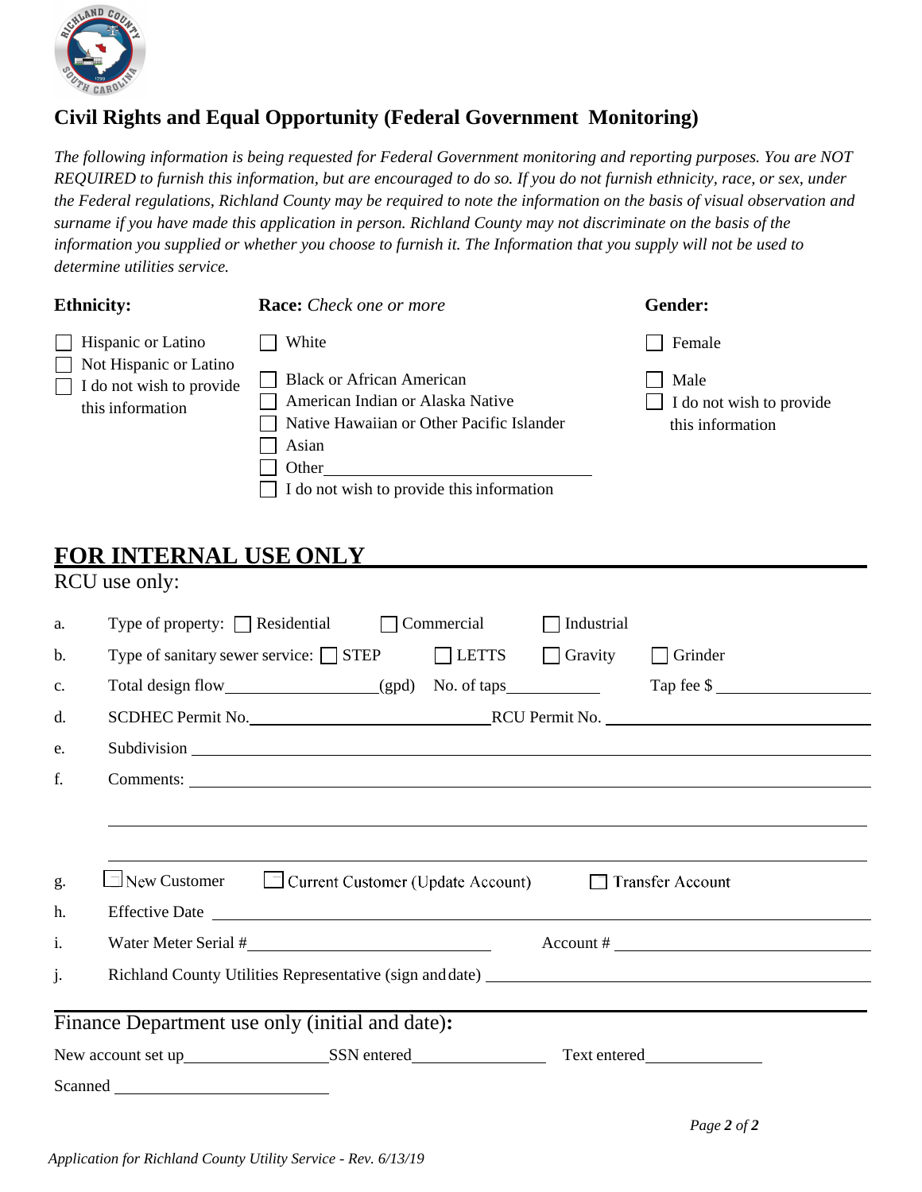## Civil Rights and Equal Opportunity (Federal Government Monitoring)

*The following information is being requested for Federal Government monitoring and reporting purposes. You are NOT REQUIRED to furnish this information, but are encouraged to do so. If you do not furnish ethnicity, race, or sex, under the Federal regulations, Richland County may be required to note the information on the basis of visual observation and surname if you have made this application in person. Richland County may not discriminate on the basis of the information you supplied or whether you choose to furnish it. The Information that you supply will not be used to determine utilities service.*

**Ethnicity:**

- ☐ Hispanic or Latino
- ☐ Not Hispanic or Latino
- ☐ I do not wish to provide this information

**Race:** *Check one or more*

- ☐ White
- ☐ Black or African American
- ☐ American Indian or Alaska Native
- ☐ Native Hawaiian or Other Pacific Islander
- ☐ Asian
- ☐ Other\_\_\_\_\_\_\_\_\_\_\_\_\_\_\_\_\_\_\_\_
- ☐ I do not wish to provide this information

**Gender:**

- ☐ Female
- ☐ Male
- ☐ I do not wish to provide this information

## FOR INTERNAL USE ONLY

RCU use only:

a. Type of property: ☐ Residential ☐ Commercial ☐ Industrial

b. Type of sanitary sewer service: ☐ STEP ☐ LETTS ☐ Gravity ☐ Grinder

c. Total design flow\_\_\_\_\_\_\_\_\_\_\_\_\_\_(gpd) No. of taps\_\_\_\_\_\_\_\_\_\_ Tap fee $\_\_\_\_\_\_\_\_\_\_\_\_\_\_

d. SCDHEC Permit No.\_\_\_\_\_\_\_\_\_\_\_\_\_\_\_\_\_\_\_\_ RCU Permit No.\_\_\_\_\_\_\_\_\_\_\_\_\_\_\_\_\_\_\_\_

e. Subdivision\_\_\_\_\_\_\_\_\_\_\_\_\_\_\_\_\_\_\_\_\_\_\_\_\_\_\_\_\_\_\_\_\_\_\_\_\_\_\_\_

f. Comments:\_\_\_\_\_\_\_\_\_\_\_\_\_\_\_\_\_\_\_\_\_\_\_\_\_\_\_\_\_\_\_\_\_\_\_\_\_\_\_\_

g. ☐ New Customer ☐ Current Customer (Update Account) ☐ Transfer Account

h. Effective Date\_\_\_\_\_\_\_\_\_\_\_\_\_\_\_\_\_\_\_\_\_\_\_\_\_\_\_\_\_\_\_\_\_\_\_\_\_\_\_\_

i. Water Meter Serial #\_\_\_\_\_\_\_\_\_\_\_\_\_\_\_\_\_\_\_\_ Account #\_\_\_\_\_\_\_\_\_\_\_\_\_\_\_\_\_\_\_\_

j. Richland County Utilities Representative (sign and date)\_\_\_\_\_\_\_\_\_\_\_\_\_\_\_\_\_\_\_\_\_\_\_\_

Finance Department use only (initial and date)**:**

New account set up\_\_\_\_\_\_\_\_\_\_\_\_\_\_ SSN entered\_\_\_\_\_\_\_\_\_\_\_\_\_\_ Text entered\_\_\_\_\_\_\_\_\_\_\_\_\_\_

Scanned\_\_\_\_\_\_\_\_\_\_\_\_\_\_\_\_\_\_\_\_

*Application for Richland County Utility Service - Rev. 6/13/19*